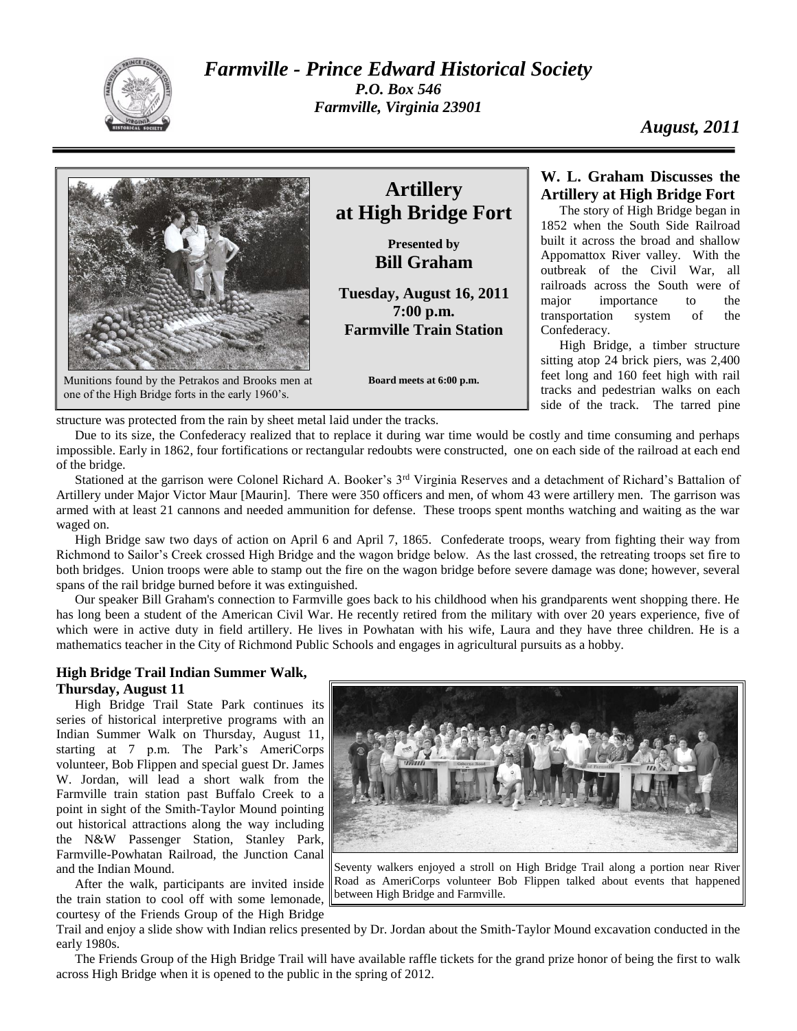# *Farmville - Prince Edward Historical Society*

*P.O. Box 546*
*Farmville, Virginia 23901*

*August, 2011*

Munitions found by the Petrakos and Brooks men at one of the High Bridge forts in the early 1960's.

## Artillery at High Bridge Fort

**Presented by**
**Bill Graham**

**Tuesday, August 16, 2011**
**7:00 p.m.**
**Farmville Train Station**

**Board meets at 6:00 p.m.**

### W. L. Graham Discusses the Artillery at High Bridge Fort

The story of High Bridge began in 1852 when the South Side Railroad built it across the broad and shallow Appomattox River valley. With the outbreak of the Civil War, all railroads across the South were of major importance to the transportation system of the Confederacy.

High Bridge, a timber structure sitting atop 24 brick piers, was 2,400 feet long and 160 feet high with rail tracks and pedestrian walks on each side of the track. The tarred pine structure was protected from the rain by sheet metal laid under the tracks.

Due to its size, the Confederacy realized that to replace it during war time would be costly and time consuming and perhaps impossible. Early in 1862, four fortifications or rectangular redoubts were constructed, one on each side of the railroad at each end of the bridge.

Stationed at the garrison were Colonel Richard A. Booker's 3rd Virginia Reserves and a detachment of Richard's Battalion of Artillery under Major Victor Maur [Maurin]. There were 350 officers and men, of whom 43 were artillery men. The garrison was armed with at least 21 cannons and needed ammunition for defense. These troops spent months watching and waiting as the war waged on.

High Bridge saw two days of action on April 6 and April 7, 1865. Confederate troops, weary from fighting their way from Richmond to Sailor's Creek crossed High Bridge and the wagon bridge below. As the last crossed, the retreating troops set fire to both bridges. Union troops were able to stamp out the fire on the wagon bridge before severe damage was done; however, several spans of the rail bridge burned before it was extinguished.

Our speaker Bill Graham's connection to Farmville goes back to his childhood when his grandparents went shopping there. He has long been a student of the American Civil War. He recently retired from the military with over 20 years experience, five of which were in active duty in field artillery. He lives in Powhatan with his wife, Laura and they have three children. He is a mathematics teacher in the City of Richmond Public Schools and engages in agricultural pursuits as a hobby.

### High Bridge Trail Indian Summer Walk, Thursday, August 11

High Bridge Trail State Park continues its series of historical interpretive programs with an Indian Summer Walk on Thursday, August 11, starting at 7 p.m. The Park's AmeriCorps volunteer, Bob Flippen and special guest Dr. James W. Jordan, will lead a short walk from the Farmville train station past Buffalo Creek to a point in sight of the Smith-Taylor Mound pointing out historical attractions along the way including the N&W Passenger Station, Stanley Park, Farmville-Powhatan Railroad, the Junction Canal and the Indian Mound.

Seventy walkers enjoyed a stroll on High Bridge Trail along a portion near River Road as AmeriCorps volunteer Bob Flippen talked about events that happened between High Bridge and Farmville.

After the walk, participants are invited inside the train station to cool off with some lemonade, courtesy of the Friends Group of the High Bridge Trail and enjoy a slide show with Indian relics presented by Dr. Jordan about the Smith-Taylor Mound excavation conducted in the early 1980s.

The Friends Group of the High Bridge Trail will have available raffle tickets for the grand prize honor of being the first to walk across High Bridge when it is opened to the public in the spring of 2012.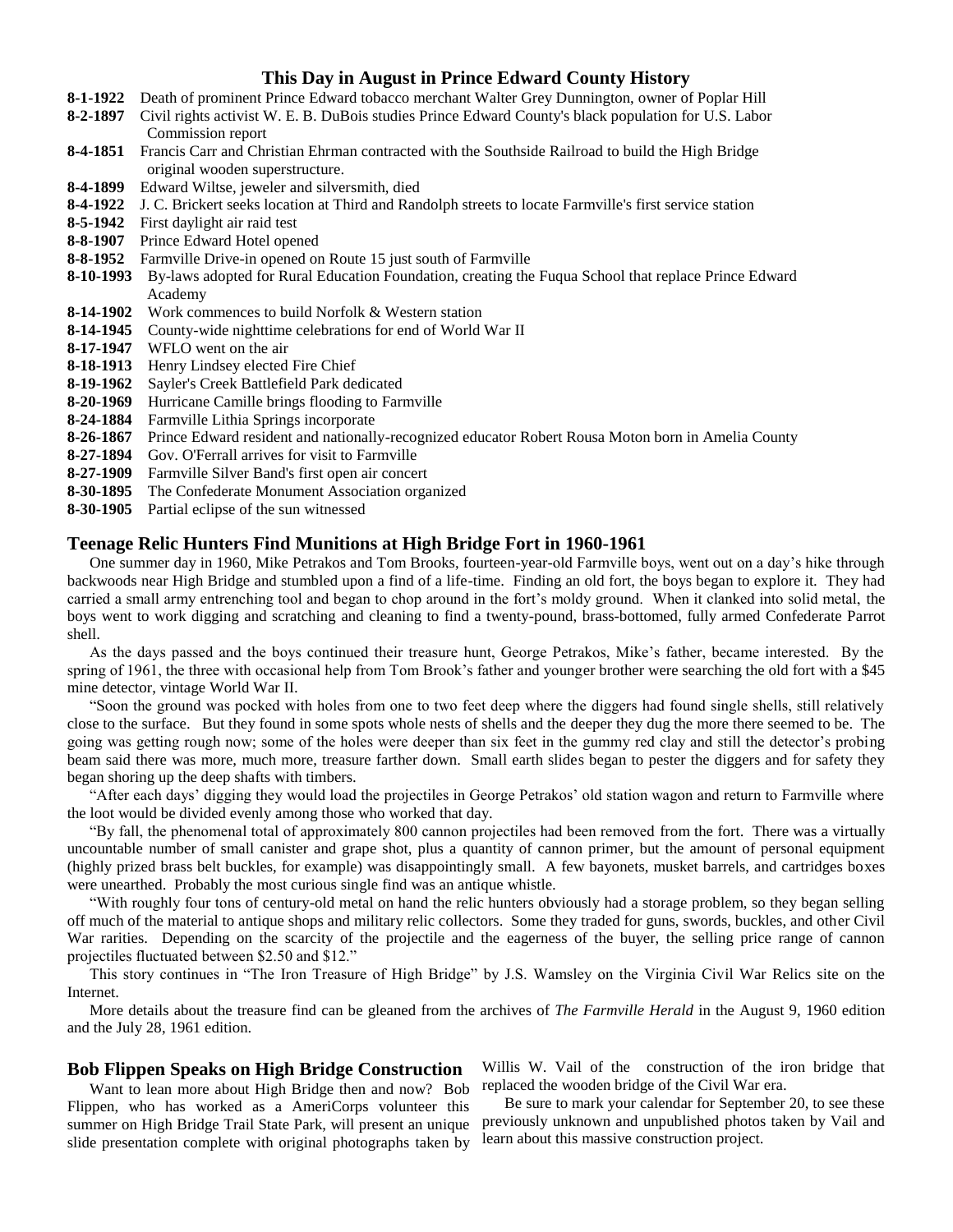## This Day in August in Prince Edward County History

**8-1-1922** Death of prominent Prince Edward tobacco merchant Walter Grey Dunnington, owner of Poplar Hill
**8-2-1897** Civil rights activist W. E. B. DuBois studies Prince Edward County's black population for U.S. Labor Commission report
**8-4-1851** Francis Carr and Christian Ehrman contracted with the Southside Railroad to build the High Bridge original wooden superstructure.
**8-4-1899** Edward Wiltse, jeweler and silversmith, died
**8-4-1922** J. C. Brickert seeks location at Third and Randolph streets to locate Farmville's first service station
**8-5-1942** First daylight air raid test
**8-8-1907** Prince Edward Hotel opened
**8-8-1952** Farmville Drive-in opened on Route 15 just south of Farmville
**8-10-1993** By-laws adopted for Rural Education Foundation, creating the Fuqua School that replace Prince Edward Academy
**8-14-1902** Work commences to build Norfolk & Western station
**8-14-1945** County-wide nighttime celebrations for end of World War II
**8-17-1947** WFLO went on the air
**8-18-1913** Henry Lindsey elected Fire Chief
**8-19-1962** Sayler's Creek Battlefield Park dedicated
**8-20-1969** Hurricane Camille brings flooding to Farmville
**8-24-1884** Farmville Lithia Springs incorporate
**8-26-1867** Prince Edward resident and nationally-recognized educator Robert Rousa Moton born in Amelia County
**8-27-1894** Gov. O'Ferrall arrives for visit to Farmville
**8-27-1909** Farmville Silver Band's first open air concert
**8-30-1895** The Confederate Monument Association organized
**8-30-1905** Partial eclipse of the sun witnessed

## Teenage Relic Hunters Find Munitions at High Bridge Fort in 1960-1961

One summer day in 1960, Mike Petrakos and Tom Brooks, fourteen-year-old Farmville boys, went out on a day's hike through backwoods near High Bridge and stumbled upon a find of a life-time. Finding an old fort, the boys began to explore it. They had carried a small army entrenching tool and began to chop around in the fort's moldy ground. When it clanked into solid metal, the boys went to work digging and scratching and cleaning to find a twenty-pound, brass-bottomed, fully armed Confederate Parrot shell.

As the days passed and the boys continued their treasure hunt, George Petrakos, Mike's father, became interested. By the spring of 1961, the three with occasional help from Tom Brook's father and younger brother were searching the old fort with a $45 mine detector, vintage World War II.

"Soon the ground was pocked with holes from one to two feet deep where the diggers had found single shells, still relatively close to the surface. But they found in some spots whole nests of shells and the deeper they dug the more there seemed to be. The going was getting rough now; some of the holes were deeper than six feet in the gummy red clay and still the detector's probing beam said there was more, much more, treasure farther down. Small earth slides began to pester the diggers and for safety they began shoring up the deep shafts with timbers.

"After each days' digging they would load the projectiles in George Petrakos' old station wagon and return to Farmville where the loot would be divided evenly among those who worked that day.

"By fall, the phenomenal total of approximately 800 cannon projectiles had been removed from the fort. There was a virtually uncountable number of small canister and grape shot, plus a quantity of cannon primer, but the amount of personal equipment (highly prized brass belt buckles, for example) was disappointingly small. A few bayonets, musket barrels, and cartridges boxes were unearthed. Probably the most curious single find was an antique whistle.

"With roughly four tons of century-old metal on hand the relic hunters obviously had a storage problem, so they began selling off much of the material to antique shops and military relic collectors. Some they traded for guns, swords, buckles, and other Civil War rarities. Depending on the scarcity of the projectile and the eagerness of the buyer, the selling price range of cannon projectiles fluctuated between $2.50 and $12."

This story continues in "The Iron Treasure of High Bridge" by J.S. Wamsley on the Virginia Civil War Relics site on the Internet.

More details about the treasure find can be gleaned from the archives of *The Farmville Herald* in the August 9, 1960 edition and the July 28, 1961 edition.

## Bob Flippen Speaks on High Bridge Construction

Want to lean more about High Bridge then and now? Bob Flippen, who has worked as a AmeriCorps volunteer this summer on High Bridge Trail State Park, will present an unique slide presentation complete with original photographs taken by Willis W. Vail of the construction of the iron bridge that replaced the wooden bridge of the Civil War era.

Be sure to mark your calendar for September 20, to see these previously unknown and unpublished photos taken by Vail and learn about this massive construction project.